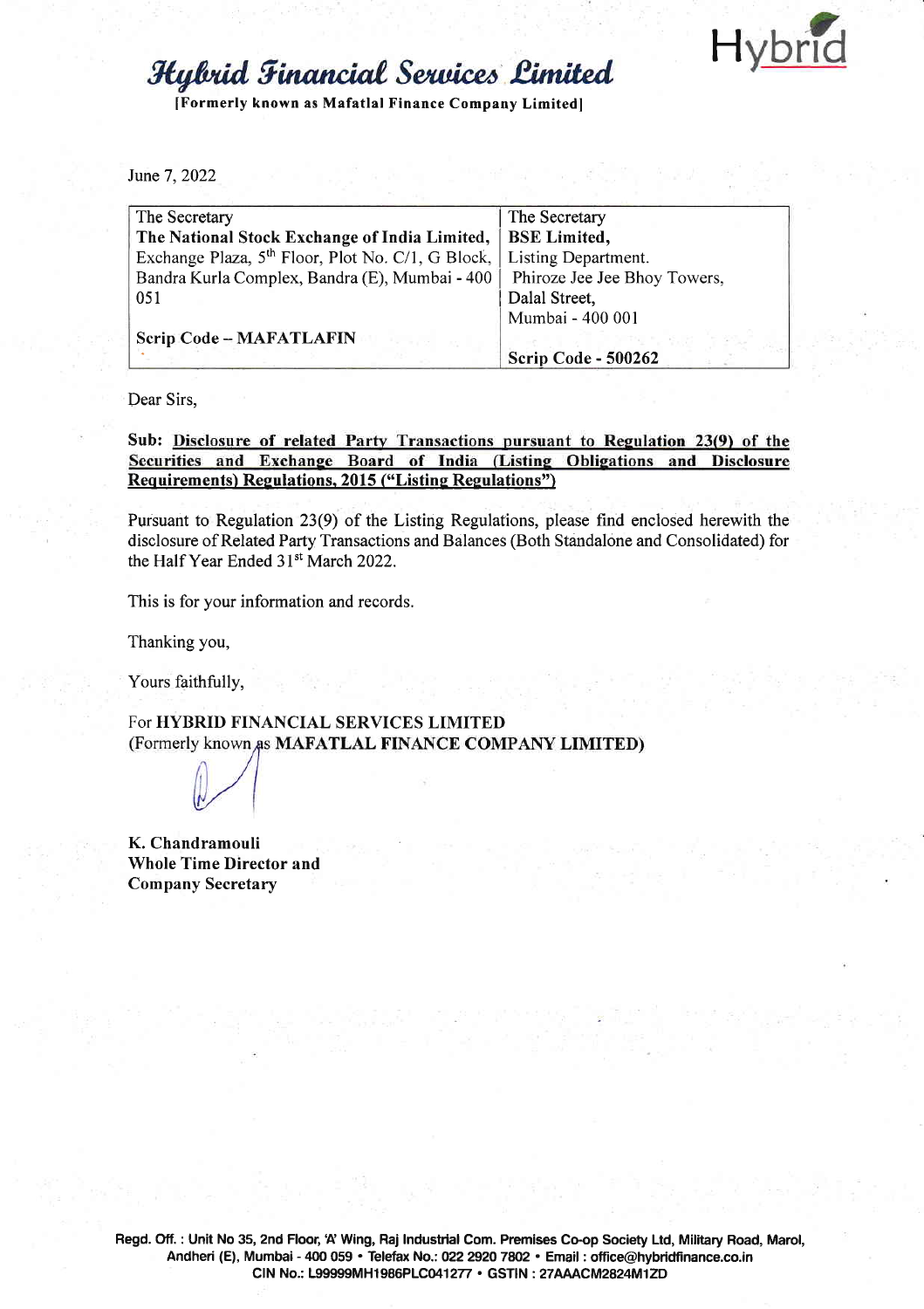# Hybrid Financial Services Limited

**[Formerly known as Mafatlal Finance Company Limited]**

June 7, 2022

| The Secretary<br>**The National Stock Exchange of India Limited,**<br>Exchange Plaza, 5th Floor, Plot No. C/1, G Block, Bandra Kurla Complex, Bandra (E), Mumbai - 400 051<br><br>**Scrip Code – MAFATLAFIN** | The Secretary<br>**BSE Limited,**<br>Listing Department.<br>Phiroze Jee Jee Bhoy Towers,<br>Dalal Street,<br>Mumbai - 400 001<br><br>**Scrip Code - 500262** |
|---|---|

Dear Sirs,

**Sub: Disclosure of related Party Transactions pursuant to Regulation 23(9) of the Securities and Exchange Board of India (Listing Obligations and Disclosure Requirements) Regulations, 2015 ("Listing Regulations")**

Pursuant to Regulation 23(9) of the Listing Regulations, please find enclosed herewith the disclosure of Related Party Transactions and Balances (Both Standalone and Consolidated) for the Half Year Ended 31st March 2022.

This is for your information and records.

Thanking you,

Yours faithfully,

For **HYBRID FINANCIAL SERVICES LIMITED**
(Formerly known as **MAFATLAL FINANCE COMPANY LIMITED)**

**K. Chandramouli**
**Whole Time Director and**
**Company Secretary**

Regd. Off. : Unit No 35, 2nd Floor, 'A' Wing, Raj Industrial Com. Premises Co-op Society Ltd, Military Road, Marol, Andheri (E), Mumbai - 400 059 • Telefax No.: 022 2920 7802 • Email : office@hybridfinance.co.in
CIN No.: L99999MH1986PLC041277 • GSTIN : 27AAACM2824M1ZD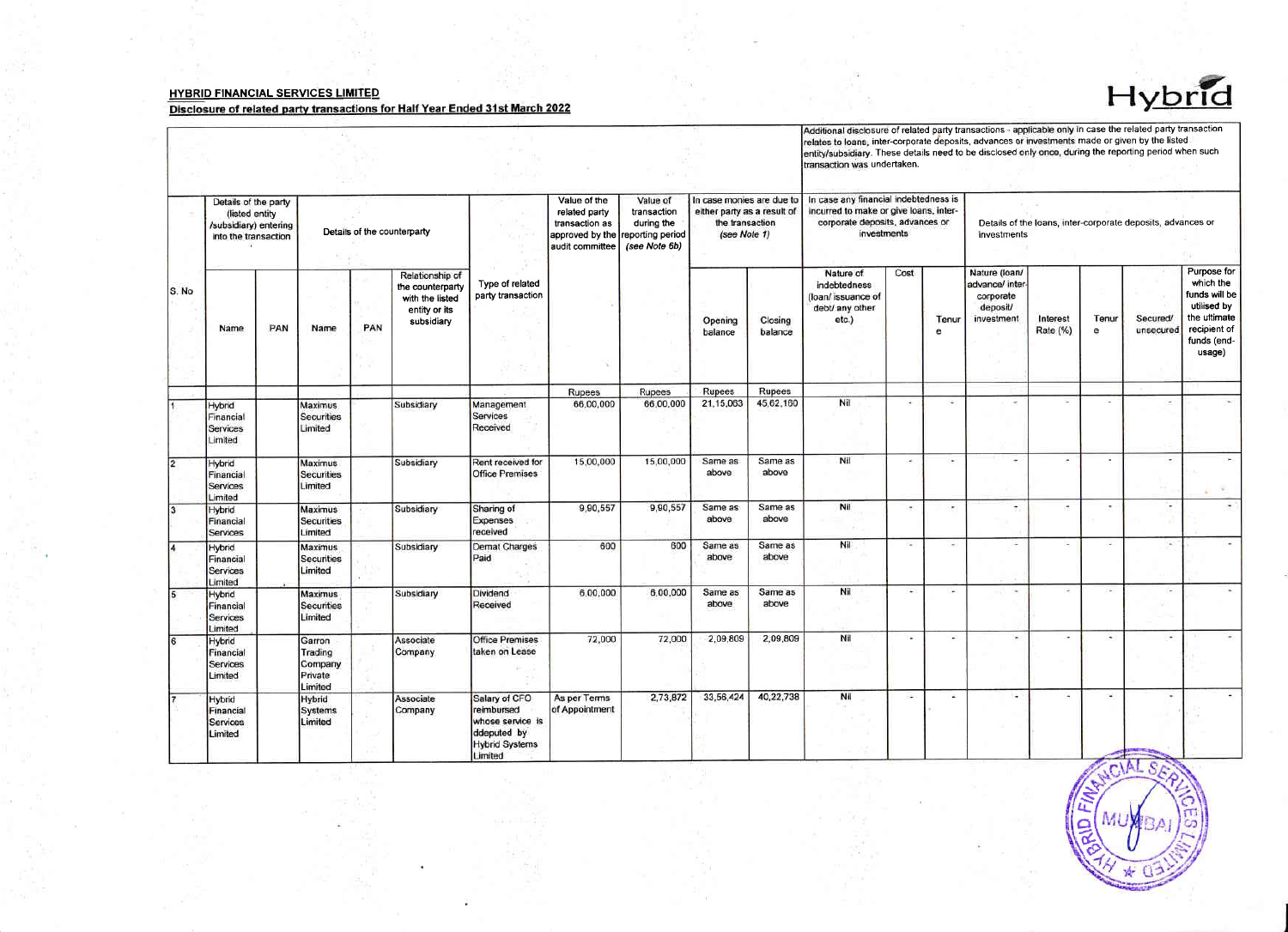**HYBRID FINANCIAL SERVICES LIMITED**

**Disclosure of related party transactions for Half Year Ended 31st March 2022**

| | | | | | | | | | | | | | | | | | | | | |
|---|---|---|---|---|---|---|---|---|---|---|---|---|---|---|---|---|---|---|---|---|
| | | | | | | | | | | | Additional disclosure of related party transactions - applicable only in case the related party transaction relates to loans, inter-corporate deposits, advances or investments made or given by the listed entity/subsidiary. These details need to be disclosed only once, during the reporting period when such transaction was undertaken. | | | | | | | | | |
| | Details of the party (listed entity /subsidiary) entering into the transaction | | Details of the counterparty | | | | Value of the related party transaction as approved by the audit committee | Value of transaction during the reporting period (see Note 6b) | In case monies are due to either party as a result of the transaction (see Note 1) | | In case any financial indebtedness is incurred to make or give loans, inter-corporate deposits, advances or investments | | | Details of the loans, inter-corporate deposits, advances or investments | | | | | | |
| S. No | Name | PAN | Name | PAN | Relationship of the counterparty with the listed entity or its subsidiary | Type of related party transaction | | | Opening balance | Closing balance | Nature of indebtedness (loan/ issuance of debt/ any other etc.) | Cost | Tenure | Nature (loan/ advance/ inter-corporate deposit/ investment | Interest Rate (%) | Tenure | Secured/ unsecured | Purpose for which the funds will be utilised by the ultimate recipient of funds (end-usage) | | |
| | | | | | | | Rupees | Rupees | Rupees | Rupees | | | | | | | | | | |
| 1 | Hybrid Financial Services Limited | | Maximus Securities Limited | | Subsidiary | Management Services Received | 66,00,000 | 66,00,000 | 21,15,063 | 45,62,160 | Nil | - | - | - | - | - | - | - | | |
| 2 | Hybrid Financial Services Limited | | Maximus Securities Limited | | Subsidiary | Rent received for Office Premises | 15,00,000 | 15,00,000 | Same as above | Same as above | Nil | - | - | - | - | - | - | - | | |
| 3 | Hybrid Financial Services | | Maximus Securities Limited | | Subsidiary | Sharing of Expenses received | 9,90,557 | 9,90,557 | Same as above | Same as above | Nil | - | - | - | - | - | - | - | | |
| 4 | Hybrid Financial Services Limited | | Maximus Securities Limited | | Subsidiary | Demat Charges Paid | 600 | 600 | Same as above | Same as above | Nil | - | - | - | - | - | - | - | | |
| 5 | Hybrid Financial Services Limited | | Maximus Securities Limited | | Subsidiary | Dividend Received | 6,00,000 | 6,00,000 | Same as above | Same as above | Nil | - | - | - | - | - | - | - | | |
| 6 | Hybrid Financial Services Limited | | Garron Trading Company Private Limited | | Associate Company | Office Premises taken on Lease | 72,000 | 72,000 | 2,09,809 | 2,09,809 | Nil | - | - | - | - | - | - | - | | |
| 7 | Hybrid Financial Services Limited | | Hybrid Systems Limited | | Associate Company | Salary of CFO reimbursed whose service is ddeputed by Hybrid Systems Limited | As per Terms of Appointment | 2,73,872 | 33,56,424 | 40,22,738 | Nil | - | - | - | - | - | - | - | | |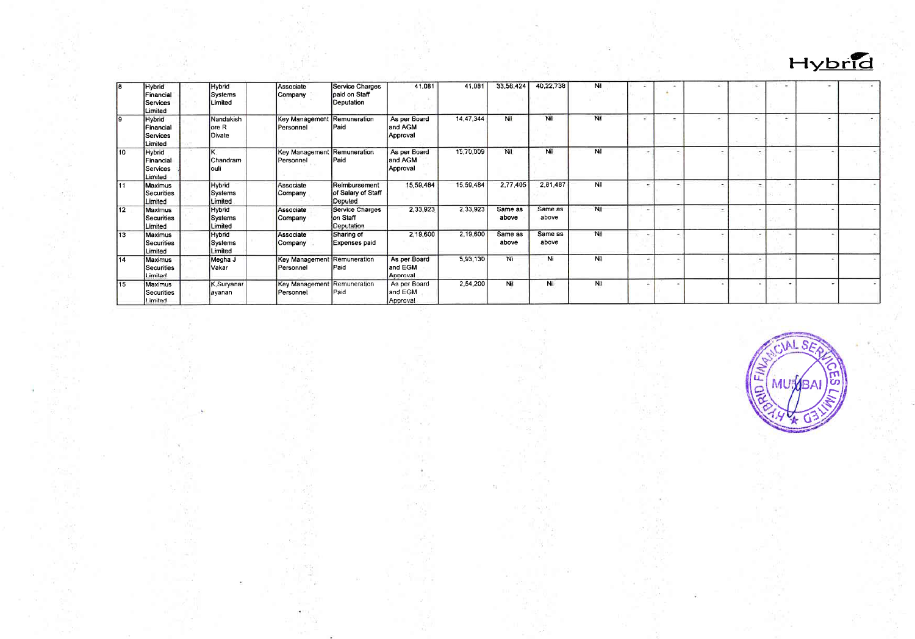| | | | | | | | | | | | | | | | | |
|---|---|---|---|---|---|---|---|---|---|---|---|---|---|---|---|---|
| 8 | Hybrid Financial Services Limited | Hybrid Systems Limited | Associate Company | Service Charges paid on Staff Deputation | 41,081 | 41,081 | 33,56,424 | 40,22,738 | Nil | - | - | - | - | - | - | - |
| 9 | Hybrid Financial Services Limited | Nandakishore R Divate | Key Management Personnel | Remuneration Paid | As per Board and AGM Approval | 14,47,344 | Nil | Nil | Nil | - | - | - | - | - | - | - |
| 10 | Hybrid Financial Services Limited | K. Chandramouli | Key Management Personnel | Remuneration Paid | As per Board and AGM Approval | 15,70,009 | Nil | Nil | Nil | - | - | - | - | - | - | - |
| 11 | Maximus Securities Limited | Hybrid Systems Limited | Associate Company | Reimbursement of Salary of Staff Deputed | 15,59,484 | 15,59,484 | 2,77,405 | 2,81,487 | Nil | - | - | - | - | - | - | - |
| 12 | Maximus Securities Limited | Hybrid Systems Limited | Associate Company | Service Charges on Staff Deputation | 2,33,923 | 2,33,923 | Same as above | Same as above | Nil | - | - | - | - | - | - | - |
| 13 | Maximus Securities Limited | Hybrid Systems Limited | Associate Company | Sharing of Expenses paid | 2,19,600 | 2,19,600 | Same as above | Same as above | Nil | - | - | - | - | - | - | - |
| 14 | Maximus Securities Limited | Megha J Vakar | Key Management Personnel | Remuneration Paid | As per Board and EGM Approval | 5,93,130 | Nil | Nil | Nil | - | - | - | - | - | - | - |
| 15 | Maximus Securities Limited | K.Suryanarayanan | Key Management Personnel | Remuneration Paid | As per Board and EGM Approval | 2,54,200 | Nil | Nil | Nil | - | - | - | - | - | - | - |